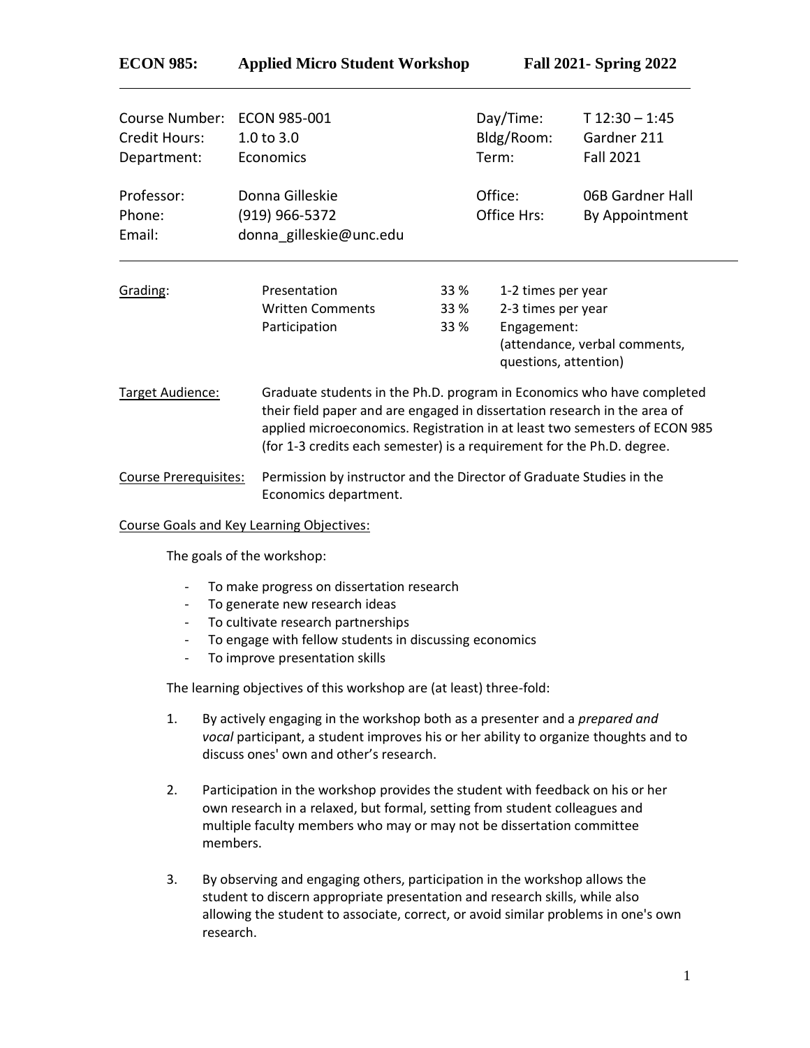# ECON 985: Applied Micro Student Workshop — Fall 2021- Spring 2022

| | | | |
|---|---|---|---|
| Course Number: | ECON 985-001 | Day/Time: | T 12:30 – 1:45 |
| Credit Hours: | 1.0 to 3.0 | Bldg/Room: | Gardner 211 |
| Department: | Economics | Term: | Fall 2021 |
| Professor: | Donna Gilleskie | Office: | 06B Gardner Hall |
| Phone: | (919) 966-5372 | Office Hrs: | By Appointment |
| Email: | donna_gilleskie@unc.edu | | |

---

Grading:

| | | |
|---|---|---|
| Presentation | 33 % | 1-2 times per year |
| Written Comments | 33 % | 2-3 times per year |
| Participation | 33 % | Engagement: (attendance, verbal comments, questions, attention) |

Target Audience: Graduate students in the Ph.D. program in Economics who have completed their field paper and are engaged in dissertation research in the area of applied microeconomics. Registration in at least two semesters of ECON 985 (for 1-3 credits each semester) is a requirement for the Ph.D. degree.

Course Prerequisites: Permission by instructor and the Director of Graduate Studies in the Economics department.

Course Goals and Key Learning Objectives:

The goals of the workshop:

- To make progress on dissertation research
- To generate new research ideas
- To cultivate research partnerships
- To engage with fellow students in discussing economics
- To improve presentation skills

The learning objectives of this workshop are (at least) three-fold:

1. By actively engaging in the workshop both as a presenter and a *prepared and vocal* participant, a student improves his or her ability to organize thoughts and to discuss ones' own and other's research.

2. Participation in the workshop provides the student with feedback on his or her own research in a relaxed, but formal, setting from student colleagues and multiple faculty members who may or may not be dissertation committee members.

3. By observing and engaging others, participation in the workshop allows the student to discern appropriate presentation and research skills, while also allowing the student to associate, correct, or avoid similar problems in one's own research.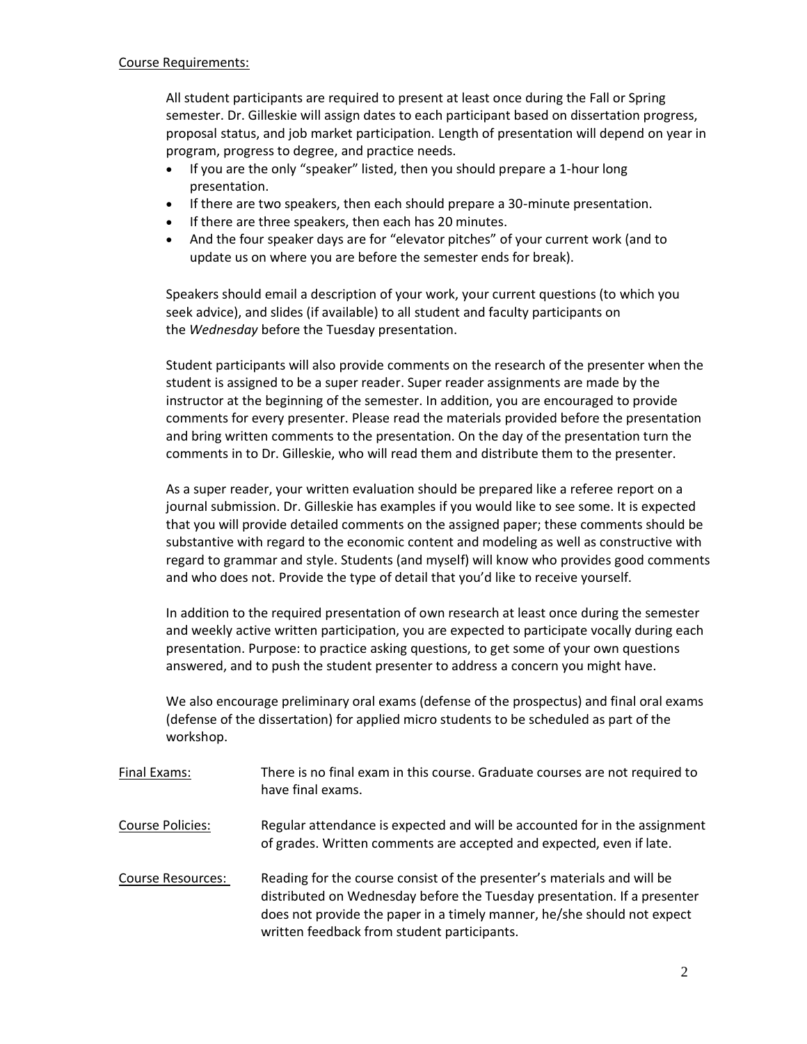Course Requirements:

All student participants are required to present at least once during the Fall or Spring semester. Dr. Gilleskie will assign dates to each participant based on dissertation progress, proposal status, and job market participation. Length of presentation will depend on year in program, progress to degree, and practice needs.

- If you are the only "speaker" listed, then you should prepare a 1-hour long presentation.
- If there are two speakers, then each should prepare a 30-minute presentation.
- If there are three speakers, then each has 20 minutes.
- And the four speaker days are for "elevator pitches" of your current work (and to update us on where you are before the semester ends for break).

Speakers should email a description of your work, your current questions (to which you seek advice), and slides (if available) to all student and faculty participants on the *Wednesday* before the Tuesday presentation.

Student participants will also provide comments on the research of the presenter when the student is assigned to be a super reader. Super reader assignments are made by the instructor at the beginning of the semester. In addition, you are encouraged to provide comments for every presenter. Please read the materials provided before the presentation and bring written comments to the presentation. On the day of the presentation turn the comments in to Dr. Gilleskie, who will read them and distribute them to the presenter.

As a super reader, your written evaluation should be prepared like a referee report on a journal submission. Dr. Gilleskie has examples if you would like to see some. It is expected that you will provide detailed comments on the assigned paper; these comments should be substantive with regard to the economic content and modeling as well as constructive with regard to grammar and style. Students (and myself) will know who provides good comments and who does not. Provide the type of detail that you'd like to receive yourself.

In addition to the required presentation of own research at least once during the semester and weekly active written participation, you are expected to participate vocally during each presentation. Purpose: to practice asking questions, to get some of your own questions answered, and to push the student presenter to address a concern you might have.

We also encourage preliminary oral exams (defense of the prospectus) and final oral exams (defense of the dissertation) for applied micro students to be scheduled as part of the workshop.

Final Exams: There is no final exam in this course. Graduate courses are not required to have final exams.

Course Policies: Regular attendance is expected and will be accounted for in the assignment of grades. Written comments are accepted and expected, even if late.

Course Resources: Reading for the course consist of the presenter's materials and will be distributed on Wednesday before the Tuesday presentation. If a presenter does not provide the paper in a timely manner, he/she should not expect written feedback from student participants.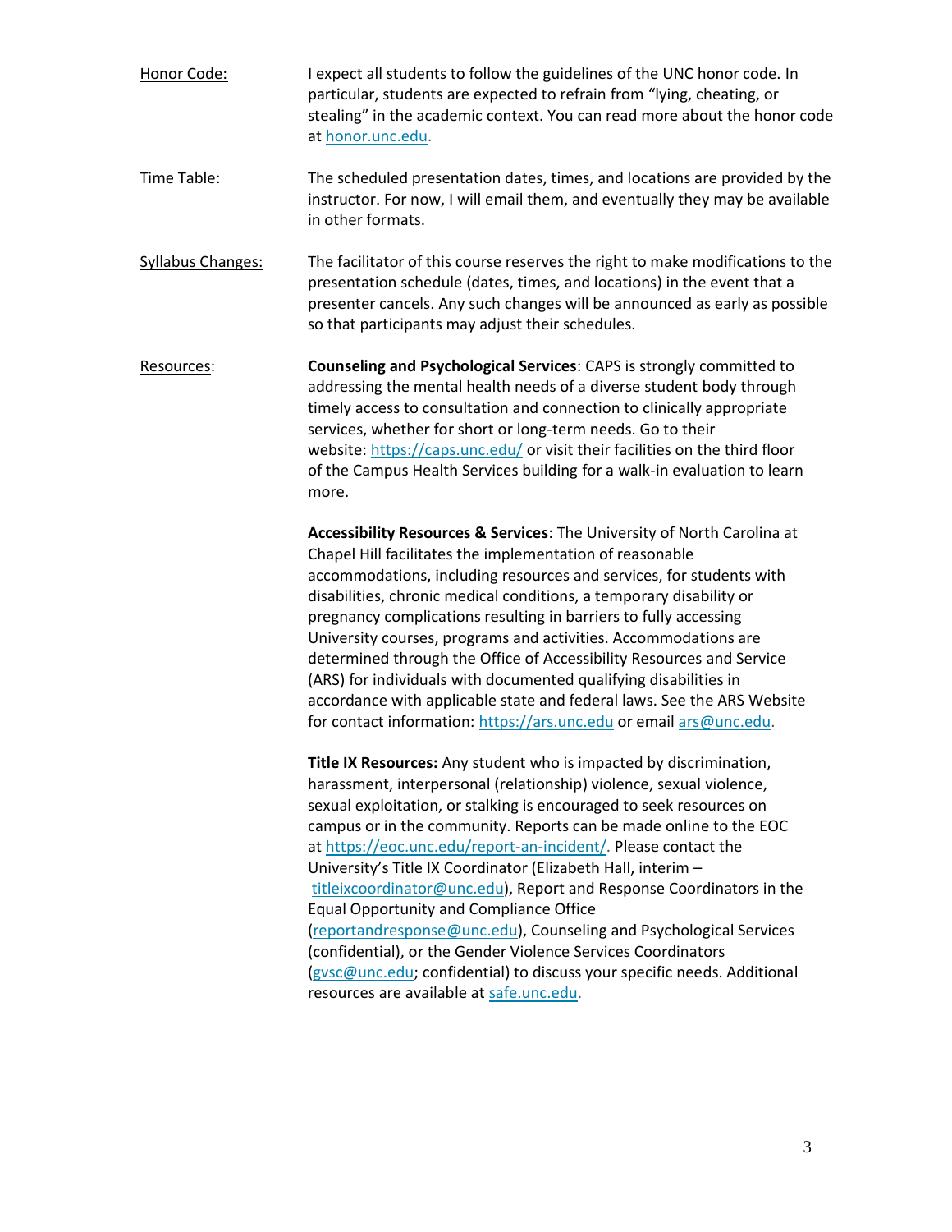Honor Code: I expect all students to follow the guidelines of the UNC honor code. In particular, students are expected to refrain from "lying, cheating, or stealing" in the academic context. You can read more about the honor code at honor.unc.edu.

Time Table: The scheduled presentation dates, times, and locations are provided by the instructor. For now, I will email them, and eventually they may be available in other formats.

Syllabus Changes: The facilitator of this course reserves the right to make modifications to the presentation schedule (dates, times, and locations) in the event that a presenter cancels. Any such changes will be announced as early as possible so that participants may adjust their schedules.

Resources:

**Counseling and Psychological Services**: CAPS is strongly committed to addressing the mental health needs of a diverse student body through timely access to consultation and connection to clinically appropriate services, whether for short or long-term needs. Go to their website: https://caps.unc.edu/ or visit their facilities on the third floor of the Campus Health Services building for a walk-in evaluation to learn more.

**Accessibility Resources & Services**: The University of North Carolina at Chapel Hill facilitates the implementation of reasonable accommodations, including resources and services, for students with disabilities, chronic medical conditions, a temporary disability or pregnancy complications resulting in barriers to fully accessing University courses, programs and activities. Accommodations are determined through the Office of Accessibility Resources and Service (ARS) for individuals with documented qualifying disabilities in accordance with applicable state and federal laws. See the ARS Website for contact information: https://ars.unc.edu or email ars@unc.edu.

**Title IX Resources:** Any student who is impacted by discrimination, harassment, interpersonal (relationship) violence, sexual violence, sexual exploitation, or stalking is encouraged to seek resources on campus or in the community. Reports can be made online to the EOC at https://eoc.unc.edu/report-an-incident/. Please contact the University's Title IX Coordinator (Elizabeth Hall, interim – titleixcoordinator@unc.edu), Report and Response Coordinators in the Equal Opportunity and Compliance Office (reportandresponse@unc.edu), Counseling and Psychological Services (confidential), or the Gender Violence Services Coordinators (gvsc@unc.edu; confidential) to discuss your specific needs. Additional resources are available at safe.unc.edu.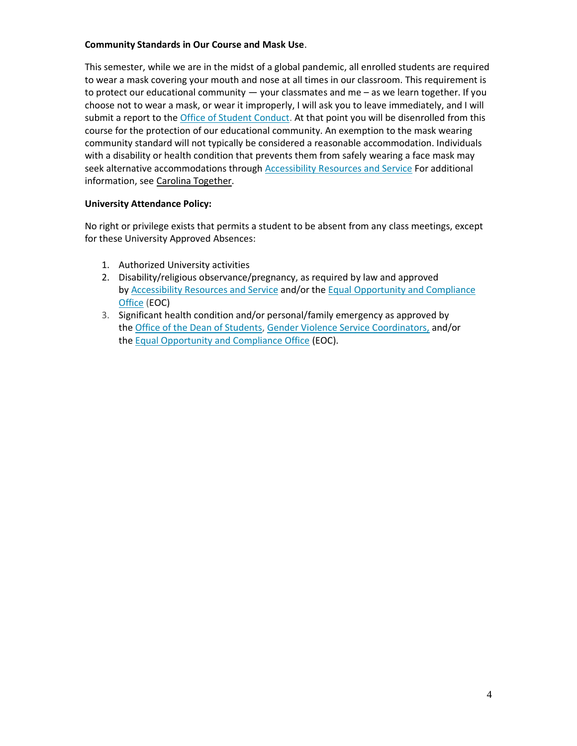**Community Standards in Our Course and Mask Use**.

This semester, while we are in the midst of a global pandemic, all enrolled students are required to wear a mask covering your mouth and nose at all times in our classroom. This requirement is to protect our educational community — your classmates and me – as we learn together. If you choose not to wear a mask, or wear it improperly, I will ask you to leave immediately, and I will submit a report to the Office of Student Conduct. At that point you will be disenrolled from this course for the protection of our educational community. An exemption to the mask wearing community standard will not typically be considered a reasonable accommodation. Individuals with a disability or health condition that prevents them from safely wearing a face mask may seek alternative accommodations through Accessibility Resources and Service For additional information, see Carolina Together.

**University Attendance Policy:**

No right or privilege exists that permits a student to be absent from any class meetings, except for these University Approved Absences:

1. Authorized University activities
2. Disability/religious observance/pregnancy, as required by law and approved by Accessibility Resources and Service and/or the Equal Opportunity and Compliance Office (EOC)
3. Significant health condition and/or personal/family emergency as approved by the Office of the Dean of Students, Gender Violence Service Coordinators, and/or the Equal Opportunity and Compliance Office (EOC).